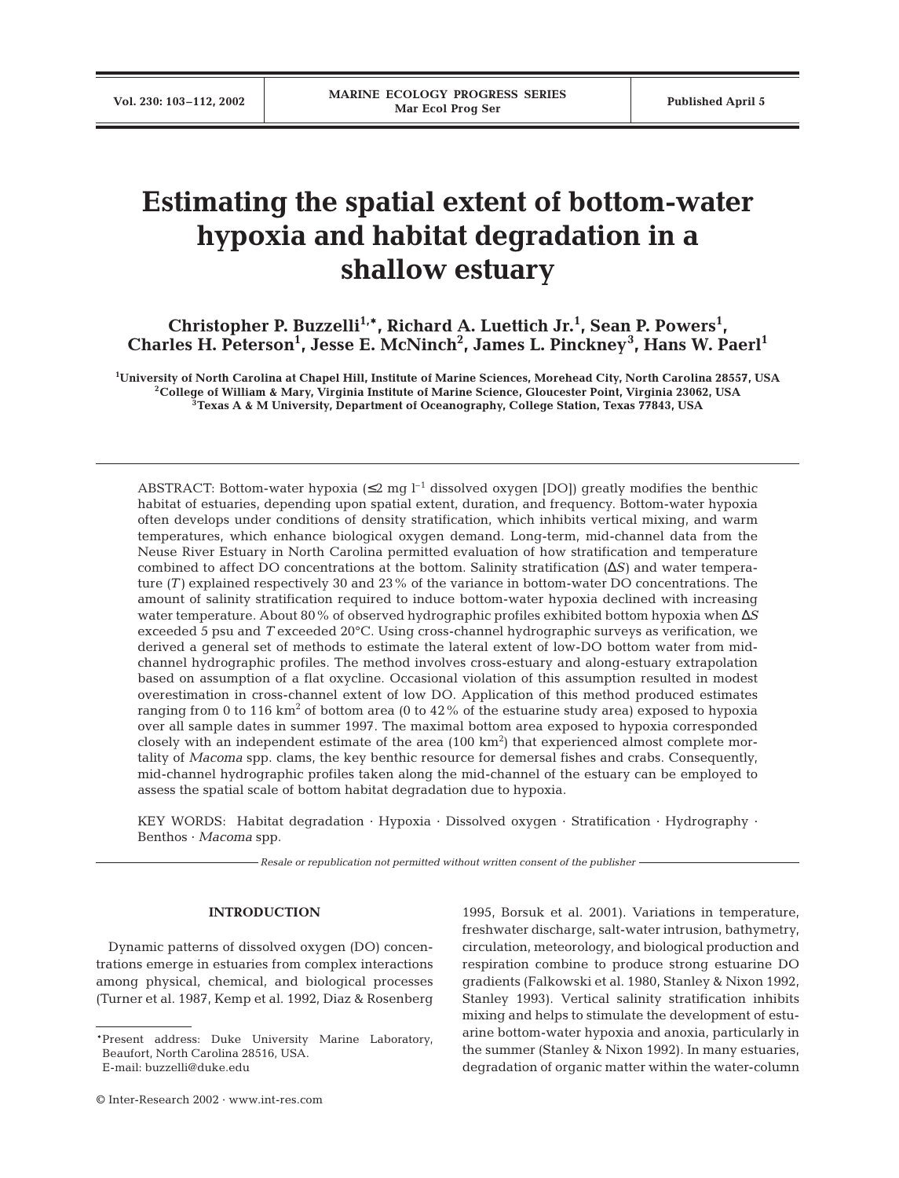# Estimating the spatial extent of bottom-water hypoxia and habitat degradation in a shallow estuary

**Christopher P. Buzzelli[1,*], Richard A. Luettich Jr.[1], Sean P. Powers[1], Charles H. Peterson[1], Jesse E. McNinch[2], James L. Pinckney[3], Hans W. Paerl[1]**

[1]University of North Carolina at Chapel Hill, Institute of Marine Sciences, Morehead City, North Carolina 28557, USA
[2]College of William & Mary, Virginia Institute of Marine Science, Gloucester Point, Virginia 23062, USA
[3]Texas A & M University, Department of Oceanography, College Station, Texas 77843, USA

ABSTRACT: Bottom-water hypoxia (≤2 mg $l^{-1}$ dissolved oxygen [DO]) greatly modifies the benthic habitat of estuaries, depending upon spatial extent, duration, and frequency. Bottom-water hypoxia often develops under conditions of density stratification, which inhibits vertical mixing, and warm temperatures, which enhance biological oxygen demand. Long-term, mid-channel data from the Neuse River Estuary in North Carolina permitted evaluation of how stratification and temperature combined to affect DO concentrations at the bottom. Salinity stratification ($\Delta S$) and water temperature ($T$) explained respectively 30 and 23% of the variance in bottom-water DO concentrations. The amount of salinity stratification required to induce bottom-water hypoxia declined with increasing water temperature. About 80% of observed hydrographic profiles exhibited bottom hypoxia when $\Delta S$ exceeded 5 psu and $T$ exceeded 20°C. Using cross-channel hydrographic surveys as verification, we derived a general set of methods to estimate the lateral extent of low-DO bottom water from mid-channel hydrographic profiles. The method involves cross-estuary and along-estuary extrapolation based on assumption of a flat oxycline. Occasional violation of this assumption resulted in modest overestimation in cross-channel extent of low DO. Application of this method produced estimates ranging from 0 to 116 $km^2$ of bottom area (0 to 42% of the estuarine study area) exposed to hypoxia over all sample dates in summer 1997. The maximal bottom area exposed to hypoxia corresponded closely with an independent estimate of the area (100 $km^2$) that experienced almost complete mortality of *Macoma* spp. clams, the key benthic resource for demersal fishes and crabs. Consequently, mid-channel hydrographic profiles taken along the mid-channel of the estuary can be employed to assess the spatial scale of bottom habitat degradation due to hypoxia.

KEY WORDS: Habitat degradation · Hypoxia · Dissolved oxygen · Stratification · Hydrography · Benthos · *Macoma* spp.

*Resale or republication not permitted without written consent of the publisher*

## INTRODUCTION

Dynamic patterns of dissolved oxygen (DO) concentrations emerge in estuaries from complex interactions among physical, chemical, and biological processes (Turner et al. 1987, Kemp et al. 1992, Diaz & Rosenberg 1995, Borsuk et al. 2001). Variations in temperature, freshwater discharge, salt-water intrusion, bathymetry, circulation, meteorology, and biological production and respiration combine to produce strong estuarine DO gradients (Falkowski et al. 1980, Stanley & Nixon 1992, Stanley 1993). Vertical salinity stratification inhibits mixing and helps to stimulate the development of estuarine bottom-water hypoxia and anoxia, particularly in the summer (Stanley & Nixon 1992). In many estuaries, degradation of organic matter within the water-column

*Present address: Duke University Marine Laboratory, Beaufort, North Carolina 28516, USA.
E-mail: buzzelli@duke.edu

© Inter-Research 2002 · www.int-res.com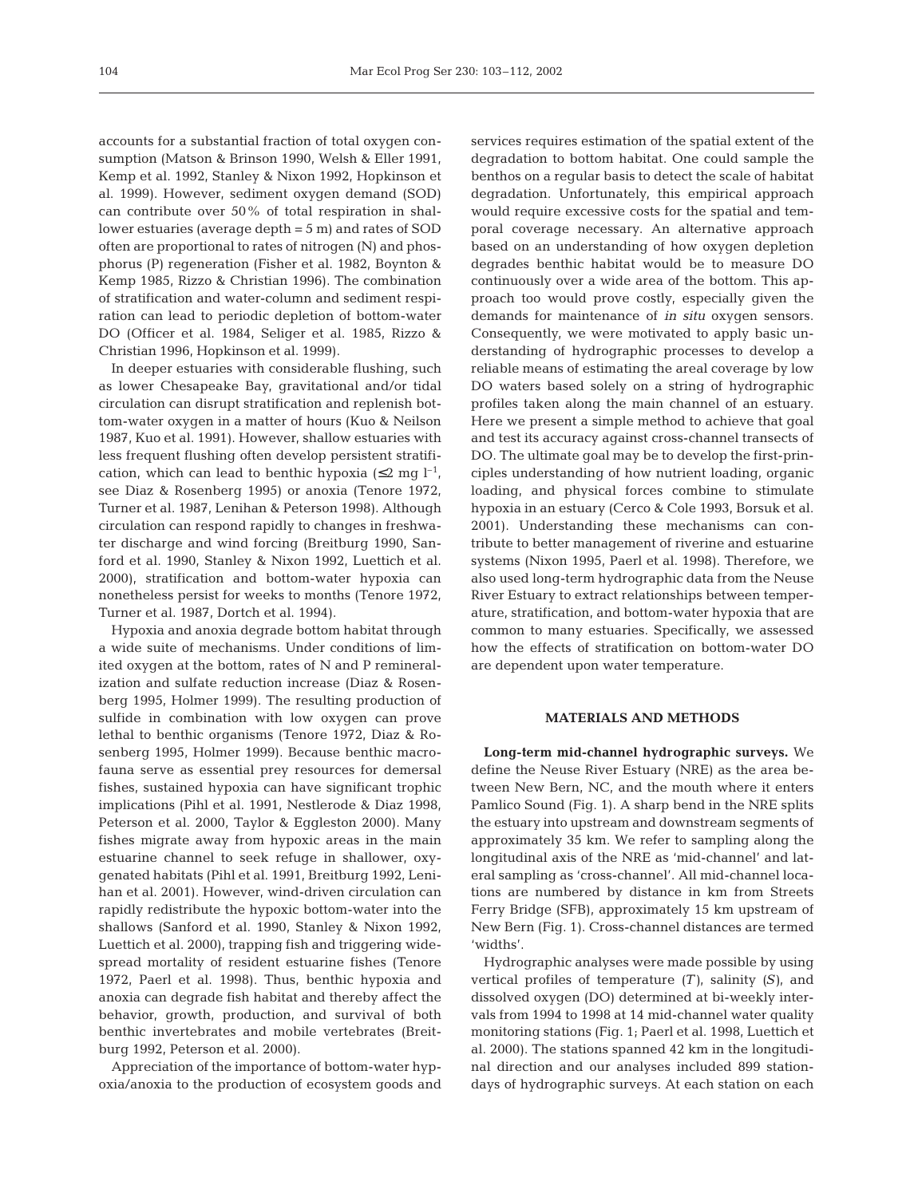accounts for a substantial fraction of total oxygen consumption (Matson & Brinson 1990, Welsh & Eller 1991, Kemp et al. 1992, Stanley & Nixon 1992, Hopkinson et al. 1999). However, sediment oxygen demand (SOD) can contribute over 50% of total respiration in shallower estuaries (average depth = 5 m) and rates of SOD often are proportional to rates of nitrogen (N) and phosphorus (P) regeneration (Fisher et al. 1982, Boynton & Kemp 1985, Rizzo & Christian 1996). The combination of stratification and water-column and sediment respiration can lead to periodic depletion of bottom-water DO (Officer et al. 1984, Seliger et al. 1985, Rizzo & Christian 1996, Hopkinson et al. 1999).

In deeper estuaries with considerable flushing, such as lower Chesapeake Bay, gravitational and/or tidal circulation can disrupt stratification and replenish bottom-water oxygen in a matter of hours (Kuo & Neilson 1987, Kuo et al. 1991). However, shallow estuaries with less frequent flushing often develop persistent stratification, which can lead to benthic hypoxia ($\leq 2$ mg $l^{-1}$, see Diaz & Rosenberg 1995) or anoxia (Tenore 1972, Turner et al. 1987, Lenihan & Peterson 1998). Although circulation can respond rapidly to changes in freshwater discharge and wind forcing (Breitburg 1990, Sanford et al. 1990, Stanley & Nixon 1992, Luettich et al. 2000), stratification and bottom-water hypoxia can nonetheless persist for weeks to months (Tenore 1972, Turner et al. 1987, Dortch et al. 1994).

Hypoxia and anoxia degrade bottom habitat through a wide suite of mechanisms. Under conditions of limited oxygen at the bottom, rates of N and P remineralization and sulfate reduction increase (Diaz & Rosenberg 1995, Holmer 1999). The resulting production of sulfide in combination with low oxygen can prove lethal to benthic organisms (Tenore 1972, Diaz & Rosenberg 1995, Holmer 1999). Because benthic macrofauna serve as essential prey resources for demersal fishes, sustained hypoxia can have significant trophic implications (Pihl et al. 1991, Nestlerode & Diaz 1998, Peterson et al. 2000, Taylor & Eggleston 2000). Many fishes migrate away from hypoxic areas in the main estuarine channel to seek refuge in shallower, oxygenated habitats (Pihl et al. 1991, Breitburg 1992, Lenihan et al. 2001). However, wind-driven circulation can rapidly redistribute the hypoxic bottom-water into the shallows (Sanford et al. 1990, Stanley & Nixon 1992, Luettich et al. 2000), trapping fish and triggering widespread mortality of resident estuarine fishes (Tenore 1972, Paerl et al. 1998). Thus, benthic hypoxia and anoxia can degrade fish habitat and thereby affect the behavior, growth, production, and survival of both benthic invertebrates and mobile vertebrates (Breitburg 1992, Peterson et al. 2000).

Appreciation of the importance of bottom-water hypoxia/anoxia to the production of ecosystem goods and services requires estimation of the spatial extent of the degradation to bottom habitat. One could sample the benthos on a regular basis to detect the scale of habitat degradation. Unfortunately, this empirical approach would require excessive costs for the spatial and temporal coverage necessary. An alternative approach based on an understanding of how oxygen depletion degrades benthic habitat would be to measure DO continuously over a wide area of the bottom. This approach too would prove costly, especially given the demands for maintenance of *in situ* oxygen sensors. Consequently, we were motivated to apply basic understanding of hydrographic processes to develop a reliable means of estimating the areal coverage by low DO waters based solely on a string of hydrographic profiles taken along the main channel of an estuary. Here we present a simple method to achieve that goal and test its accuracy against cross-channel transects of DO. The ultimate goal may be to develop the first-principles understanding of how nutrient loading, organic loading, and physical forces combine to stimulate hypoxia in an estuary (Cerco & Cole 1993, Borsuk et al. 2001). Understanding these mechanisms can contribute to better management of riverine and estuarine systems (Nixon 1995, Paerl et al. 1998). Therefore, we also used long-term hydrographic data from the Neuse River Estuary to extract relationships between temperature, stratification, and bottom-water hypoxia that are common to many estuaries. Specifically, we assessed how the effects of stratification on bottom-water DO are dependent upon water temperature.

## MATERIALS AND METHODS

**Long-term mid-channel hydrographic surveys.** We define the Neuse River Estuary (NRE) as the area between New Bern, NC, and the mouth where it enters Pamlico Sound (Fig. 1). A sharp bend in the NRE splits the estuary into upstream and downstream segments of approximately 35 km. We refer to sampling along the longitudinal axis of the NRE as 'mid-channel' and lateral sampling as 'cross-channel'. All mid-channel locations are numbered by distance in km from Streets Ferry Bridge (SFB), approximately 15 km upstream of New Bern (Fig. 1). Cross-channel distances are termed 'widths'.

Hydrographic analyses were made possible by using vertical profiles of temperature (*T*), salinity (*S*), and dissolved oxygen (DO) determined at bi-weekly intervals from 1994 to 1998 at 14 mid-channel water quality monitoring stations (Fig. 1; Paerl et al. 1998, Luettich et al. 2000). The stations spanned 42 km in the longitudinal direction and our analyses included 899 station-days of hydrographic surveys. At each station on each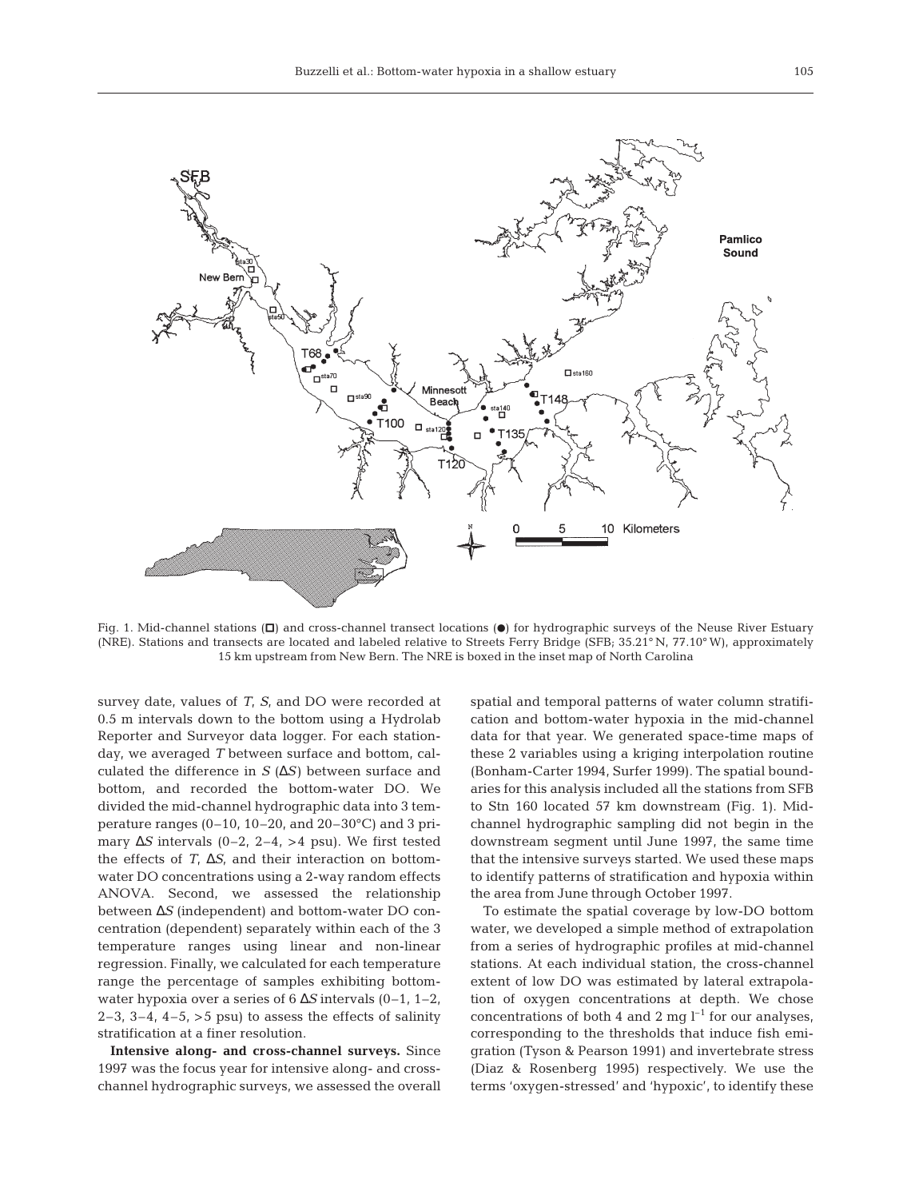Fig. 1. Mid-channel stations (□) and cross-channel transect locations (●) for hydrographic surveys of the Neuse River Estuary (NRE). Stations and transects are located and labeled relative to Streets Ferry Bridge (SFB; 35.21° N, 77.10° W), approximately 15 km upstream from New Bern. The NRE is boxed in the inset map of North Carolina

survey date, values of *T*, *S*, and DO were recorded at 0.5 m intervals down to the bottom using a Hydrolab Reporter and Surveyor data logger. For each station-day, we averaged *T* between surface and bottom, calculated the difference in *S* ($\Delta S$) between surface and bottom, and recorded the bottom-water DO. We divided the mid-channel hydrographic data into 3 temperature ranges (0–10, 10–20, and 20–30°C) and 3 primary $\Delta S$ intervals (0–2, 2–4, >4 psu). We first tested the effects of *T*, $\Delta S$, and their interaction on bottom-water DO concentrations using a 2-way random effects ANOVA. Second, we assessed the relationship between $\Delta S$ (independent) and bottom-water DO concentration (dependent) separately within each of the 3 temperature ranges using linear and non-linear regression. Finally, we calculated for each temperature range the percentage of samples exhibiting bottom-water hypoxia over a series of 6 $\Delta S$ intervals (0–1, 1–2, 2–3, 3–4, 4–5, >5 psu) to assess the effects of salinity stratification at a finer resolution.

**Intensive along- and cross-channel surveys.** Since 1997 was the focus year for intensive along- and cross-channel hydrographic surveys, we assessed the overall spatial and temporal patterns of water column stratification and bottom-water hypoxia in the mid-channel data for that year. We generated space-time maps of these 2 variables using a kriging interpolation routine (Bonham-Carter 1994, Surfer 1999). The spatial boundaries for this analysis included all the stations from SFB to Stn 160 located 57 km downstream (Fig. 1). Mid-channel hydrographic sampling did not begin in the downstream segment until June 1997, the same time that the intensive surveys started. We used these maps to identify patterns of stratification and hypoxia within the area from June through October 1997.

To estimate the spatial coverage by low-DO bottom water, we developed a simple method of extrapolation from a series of hydrographic profiles at mid-channel stations. At each individual station, the cross-channel extent of low DO was estimated by lateral extrapolation of oxygen concentrations at depth. We chose concentrations of both 4 and 2 mg $l^{-1}$ for our analyses, corresponding to the thresholds that induce fish emigration (Tyson & Pearson 1991) and invertebrate stress (Diaz & Rosenberg 1995) respectively. We use the terms 'oxygen-stressed' and 'hypoxic', to identify these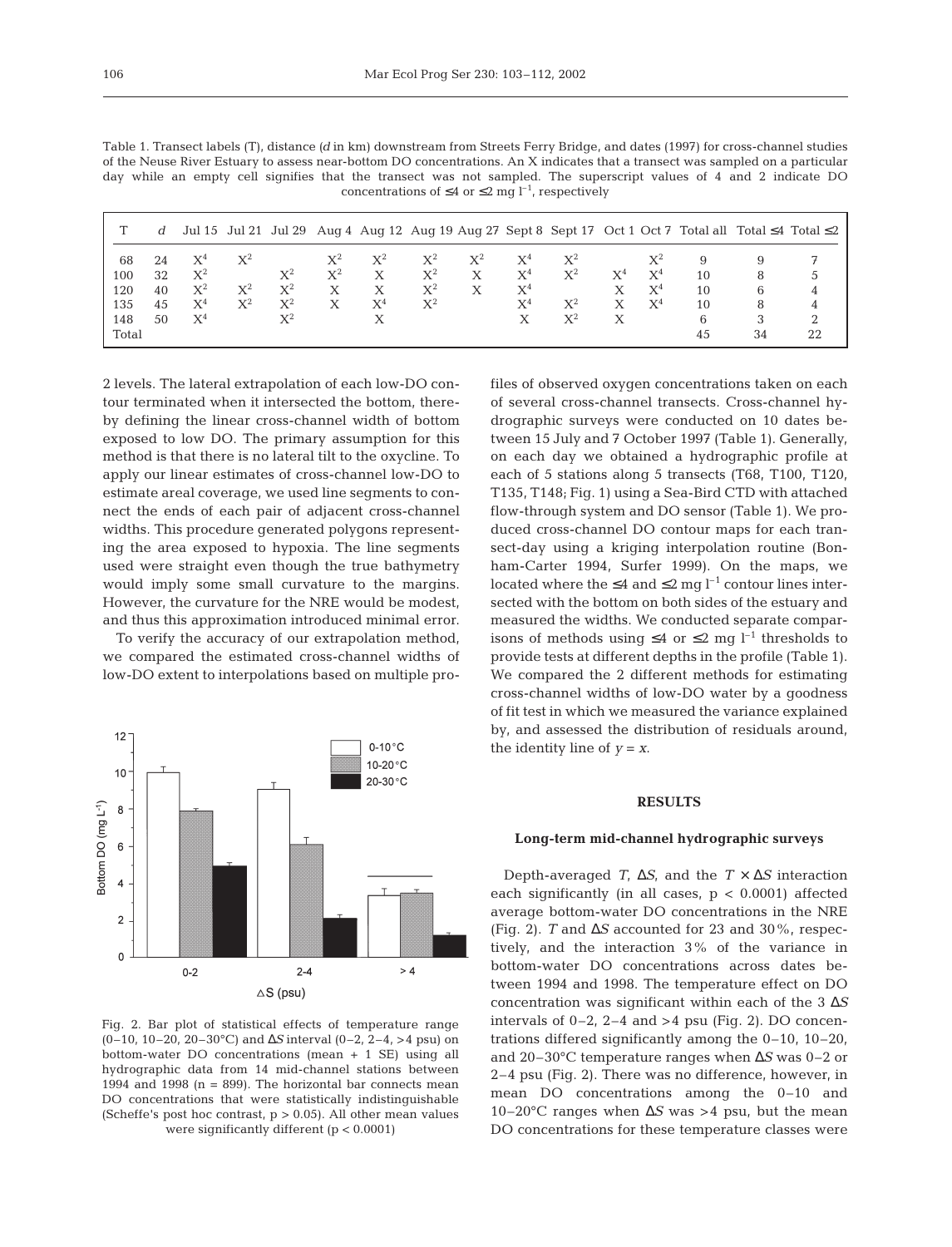Table 1. Transect labels (T), distance (*d* in km) downstream from Streets Ferry Bridge, and dates (1997) for cross-channel studies of the Neuse River Estuary to assess near-bottom DO concentrations. An X indicates that a transect was sampled on a particular day while an empty cell signifies that the transect was not sampled. The superscript values of 4 and 2 indicate DO concentrations of ≤4 or ≤2 mg l$^{-1}$, respectively

| T | *d* | Jul 15 | Jul 21 | Jul 29 | Aug 4 | Aug 12 | Aug 19 | Aug 27 | Sept 8 | Sept 17 | Oct 1 | Oct 7 | Total all | Total ≤4 | Total ≤2 |
|---|---|---|---|---|---|---|---|---|---|---|---|---|---|---|---|
| 68 | 24 | $X^4$ | $X^2$ | | $X^2$ | $X^2$ | $X^2$ | $X^2$ | $X^4$ | $X^2$ | | $X^2$ | 9 | 9 | 7 |
| 100 | 32 | $X^2$ | | $X^2$ | $X^2$ | X | $X^2$ | X | $X^4$ | $X^2$ | $X^4$ | $X^4$ | 10 | 8 | 5 |
| 120 | 40 | $X^2$ | $X^2$ | $X^2$ | X | X | $X^2$ | X | $X^4$ | | X | $X^4$ | 10 | 6 | 4 |
| 135 | 45 | $X^4$ | $X^2$ | $X^2$ | X | $X^4$ | $X^2$ | | $X^4$ | $X^2$ | X | $X^4$ | 10 | 8 | 4 |
| 148 | 50 | $X^4$ | | $X^2$ | | X | | | X | $X^2$ | X | | 6 | 3 | 2 |
| Total | | | | | | | | | | | | | 45 | 34 | 22 |

2 levels. The lateral extrapolation of each low-DO contour terminated when it intersected the bottom, thereby defining the linear cross-channel width of bottom exposed to low DO. The primary assumption for this method is that there is no lateral tilt to the oxycline. To apply our linear estimates of cross-channel low-DO to estimate areal coverage, we used line segments to connect the ends of each pair of adjacent cross-channel widths. This procedure generated polygons representing the area exposed to hypoxia. The line segments used were straight even though the true bathymetry would imply some small curvature to the margins. However, the curvature for the NRE would be modest, and thus this approximation introduced minimal error.

To verify the accuracy of our extrapolation method, we compared the estimated cross-channel widths of low-DO extent to interpolations based on multiple profiles of observed oxygen concentrations taken on each of several cross-channel transects. Cross-channel hydrographic surveys were conducted on 10 dates between 15 July and 7 October 1997 (Table 1). Generally, on each day we obtained a hydrographic profile at each of 5 stations along 5 transects (T68, T100, T120, T135, T148; Fig. 1) using a Sea-Bird CTD with attached flow-through system and DO sensor (Table 1). We produced cross-channel DO contour maps for each transect-day using a kriging interpolation routine (Bonham-Carter 1994, Surfer 1999). On the maps, we located where the ≤4 and ≤2 mg l$^{-1}$ contour lines intersected with the bottom on both sides of the estuary and measured the widths. We conducted separate comparisons of methods using ≤4 or ≤2 mg l$^{-1}$ thresholds to provide tests at different depths in the profile (Table 1). We compared the 2 different methods for estimating cross-channel widths of low-DO water by a goodness of fit test in which we measured the variance explained by, and assessed the distribution of residuals around, the identity line of $y = x$.

Fig. 2. Bar plot of statistical effects of temperature range (0–10, 10–20, 20–30°C) and Δ*S* interval (0–2, 2–4, >4 psu) on bottom-water DO concentrations (mean + 1 SE) using all hydrographic data from 14 mid-channel stations between 1994 and 1998 (n = 899). The horizontal bar connects mean DO concentrations that were statistically indistinguishable (Scheffe's post hoc contrast, $p > 0.05$). All other mean values were significantly different ($p < 0.0001$)

## RESULTS

### Long-term mid-channel hydrographic surveys

Depth-averaged *T*, Δ*S*, and the *T* × Δ*S* interaction each significantly (in all cases, $p < 0.0001$) affected average bottom-water DO concentrations in the NRE (Fig. 2). *T* and Δ*S* accounted for 23 and 30%, respectively, and the interaction 3% of the variance in bottom-water DO concentrations across dates between 1994 and 1998. The temperature effect on DO concentration was significant within each of the 3 Δ*S* intervals of 0–2, 2–4 and >4 psu (Fig. 2). DO concentrations differed significantly among the 0–10, 10–20, and 20–30°C temperature ranges when Δ*S* was 0–2 or 2–4 psu (Fig. 2). There was no difference, however, in mean DO concentrations among the 0–10 and 10–20°C ranges when Δ*S* was >4 psu, but the mean DO concentrations for these temperature classes were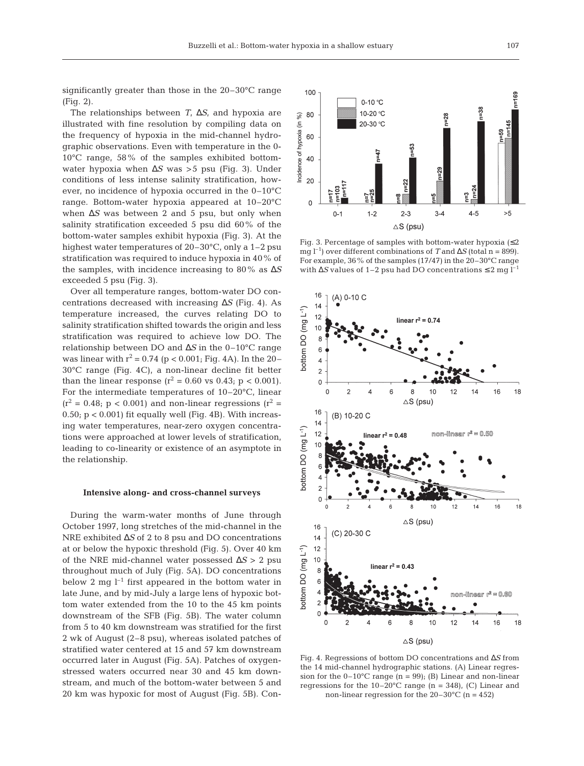significantly greater than those in the 20–30°C range (Fig. 2).

The relationships between *T*, Δ*S*, and hypoxia are illustrated with fine resolution by compiling data on the frequency of hypoxia in the mid-channel hydrographic observations. Even with temperature in the 0-10°C range, 58% of the samples exhibited bottom-water hypoxia when Δ*S* was >5 psu (Fig. 3). Under conditions of less intense salinity stratification, however, no incidence of hypoxia occurred in the 0–10°C range. Bottom-water hypoxia appeared at 10–20°C when Δ*S* was between 2 and 5 psu, but only when salinity stratification exceeded 5 psu did 60% of the bottom-water samples exhibit hypoxia (Fig. 3). At the highest water temperatures of 20–30°C, only a 1–2 psu stratification was required to induce hypoxia in 40% of the samples, with incidence increasing to 80% as Δ*S* exceeded 5 psu (Fig. 3).

Over all temperature ranges, bottom-water DO concentrations decreased with increasing Δ*S* (Fig. 4). As temperature increased, the curves relating DO to salinity stratification shifted towards the origin and less stratification was required to achieve low DO. The relationship between DO and Δ*S* in the 0–10°C range was linear with $r^2 = 0.74$ ($p < 0.001$; Fig. 4A). In the 20–30°C range (Fig. 4C), a non-linear decline fit better than the linear response ($r^2 = 0.60$ vs 0.43; $p < 0.001$). For the intermediate temperatures of 10–20°C, linear ($r^2 = 0.48$; $p < 0.001$) and non-linear regressions ($r^2 = 0.50$; $p < 0.001$) fit equally well (Fig. 4B). With increasing water temperatures, near-zero oxygen concentrations were approached at lower levels of stratification, leading to co-linearity or existence of an asymptote in the relationship.

### Intensive along- and cross-channel surveys

During the warm-water months of June through October 1997, long stretches of the mid-channel in the NRE exhibited Δ*S* of 2 to 8 psu and DO concentrations at or below the hypoxic threshold (Fig. 5). Over 40 km of the NRE mid-channel water possessed Δ*S* > 2 psu throughout much of July (Fig. 5A). DO concentrations below 2 mg $l^{-1}$ first appeared in the bottom water in late June, and by mid-July a large lens of hypoxic bottom water extended from the 10 to the 45 km points downstream of the SFB (Fig. 5B). The water column from 5 to 40 km downstream was stratified for the first 2 wk of August (2–8 psu), whereas isolated patches of stratified water centered at 15 and 57 km downstream occurred later in August (Fig. 5A). Patches of oxygen-stressed waters occurred near 30 and 45 km downstream, and much of the bottom-water between 5 and 20 km was hypoxic for most of August (Fig. 5B). Con-

Fig. 3. Percentage of samples with bottom-water hypoxia (≤2 mg $l^{-1}$) over different combinations of *T* and Δ*S* (total n = 899). For example, 36% of the samples (17/47) in the 20–30°C range with Δ*S* values of 1–2 psu had DO concentrations ≤2 mg $l^{-1}$

Fig. 4. Regressions of bottom DO concentrations and Δ*S* from the 14 mid-channel hydrographic stations. (A) Linear regression for the 0–10°C range (n = 99); (B) Linear and non-linear regressions for the 10–20°C range (n = 348), (C) Linear and non-linear regression for the 20–30°C (n = 452)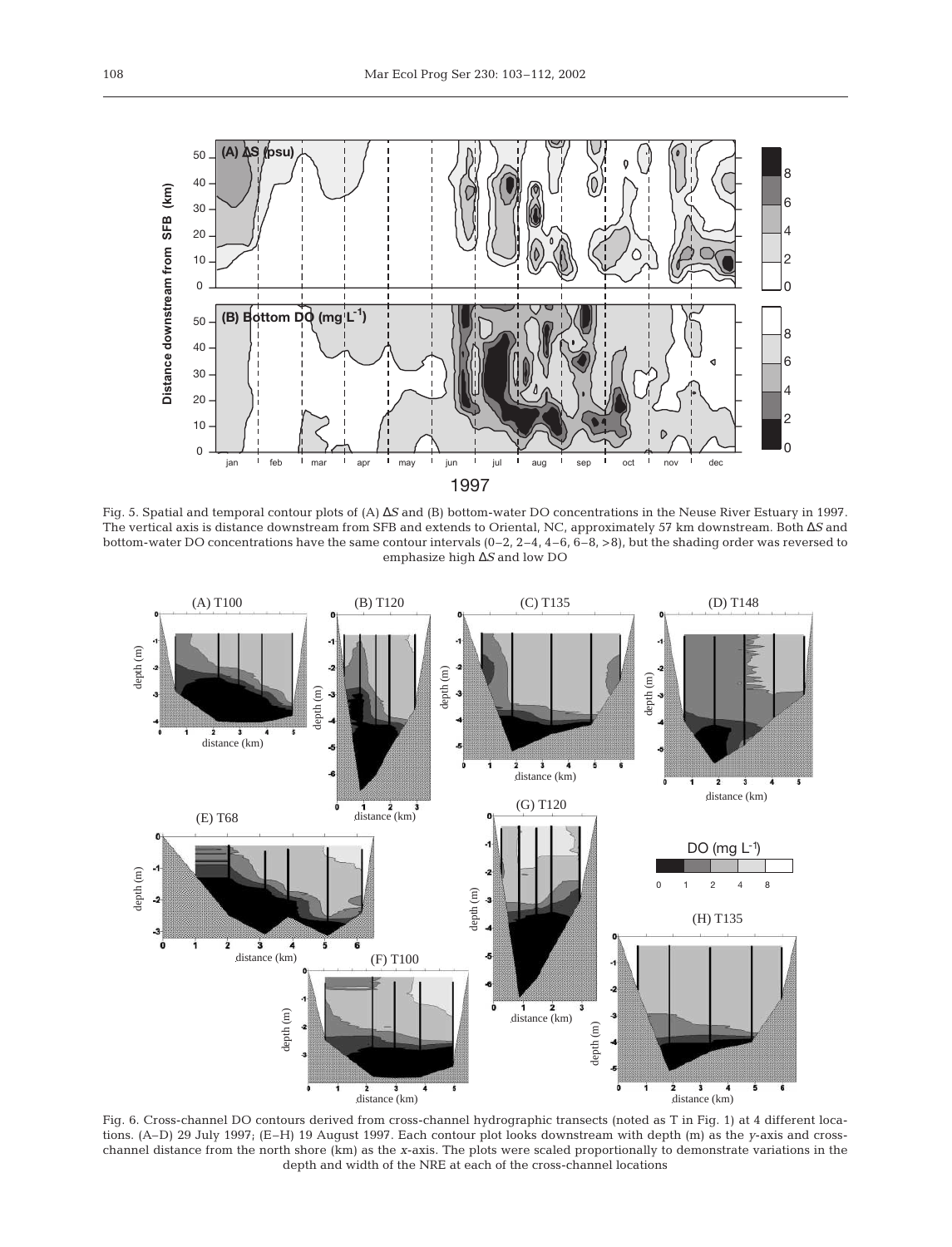Fig. 5. Spatial and temporal contour plots of (A) $\Delta S$ and (B) bottom-water DO concentrations in the Neuse River Estuary in 1997. The vertical axis is distance downstream from SFB and extends to Oriental, NC, approximately 57 km downstream. Both $\Delta S$ and bottom-water DO concentrations have the same contour intervals (0–2, 2–4, 4–6, 6–8, >8), but the shading order was reversed to emphasize high $\Delta S$ and low DO

Fig. 6. Cross-channel DO contours derived from cross-channel hydrographic transects (noted as T in Fig. 1) at 4 different locations. (A–D) 29 July 1997; (E–H) 19 August 1997. Each contour plot looks downstream with depth (m) as the *y*-axis and cross-channel distance from the north shore (km) as the *x*-axis. The plots were scaled proportionally to demonstrate variations in the depth and width of the NRE at each of the cross-channel locations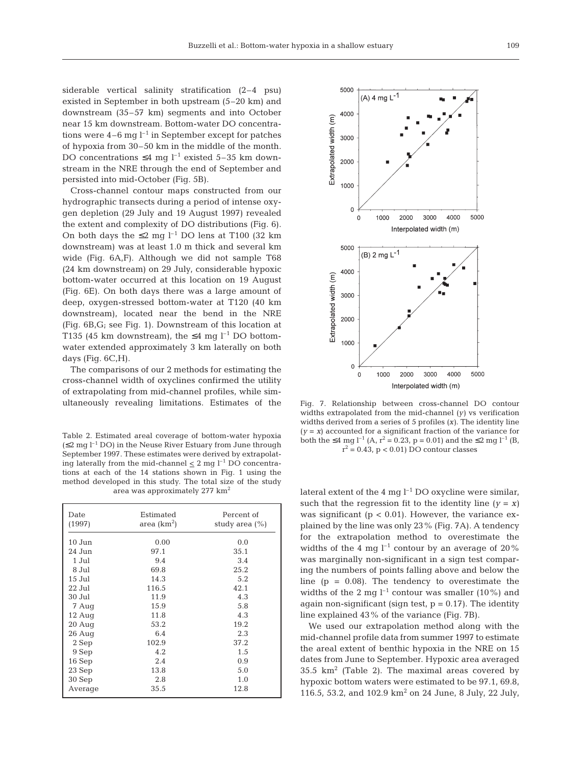siderable vertical salinity stratification (2–4 psu) existed in September in both upstream (5–20 km) and downstream (35–57 km) segments and into October near 15 km downstream. Bottom-water DO concentrations were 4–6 mg $l^{-1}$ in September except for patches of hypoxia from 30–50 km in the middle of the month. DO concentrations ≤4 mg $l^{-1}$ existed 5–35 km downstream in the NRE through the end of September and persisted into mid-October (Fig. 5B).

Cross-channel contour maps constructed from our hydrographic transects during a period of intense oxygen depletion (29 July and 19 August 1997) revealed the extent and complexity of DO distributions (Fig. 6). On both days the ≤2 mg $l^{-1}$ DO lens at T100 (32 km downstream) was at least 1.0 m thick and several km wide (Fig. 6A,F). Although we did not sample T68 (24 km downstream) on 29 July, considerable hypoxic bottom-water occurred at this location on 19 August (Fig. 6E). On both days there was a large amount of deep, oxygen-stressed bottom-water at T120 (40 km downstream), located near the bend in the NRE (Fig. 6B,G; see Fig. 1). Downstream of this location at T135 (45 km downstream), the ≤4 mg $l^{-1}$ DO bottom-water extended approximately 3 km laterally on both days (Fig. 6C,H).

The comparisons of our 2 methods for estimating the cross-channel width of oxyclines confirmed the utility of extrapolating from mid-channel profiles, while simultaneously revealing limitations. Estimates of the lateral extent of the 4 mg $l^{-1}$ DO oxycline were similar, such that the regression fit to the identity line ($y = x$) was significant ($p < 0.01$). However, the variance explained by the line was only 23% (Fig. 7A). A tendency for the extrapolation method to overestimate the widths of the 4 mg $l^{-1}$ contour by an average of 20% was marginally non-significant in a sign test comparing the numbers of points falling above and below the line ($p = 0.08$). The tendency to overestimate the widths of the 2 mg $l^{-1}$ contour was smaller (10%) and again non-significant (sign test, $p = 0.17$). The identity line explained 43% of the variance (Fig. 7B).

We used our extrapolation method along with the mid-channel profile data from summer 1997 to estimate the areal extent of benthic hypoxia in the NRE on 15 dates from June to September. Hypoxic area averaged 35.5 $km^2$ (Table 2). The maximal areas covered by hypoxic bottom waters were estimated to be 97.1, 69.8, 116.5, 53.2, and 102.9 $km^2$ on 24 June, 8 July, 22 July,

Fig. 7. Relationship between cross-channel DO contour widths extrapolated from the mid-channel ($y$) vs verification widths derived from a series of 5 profiles ($x$). The identity line ($y = x$) accounted for a significant fraction of the variance for both the ≤4 mg $l^{-1}$ (A, $r^2 = 0.23$, $p = 0.01$) and the ≤2 mg $l^{-1}$ (B, $r^2 = 0.43$, $p < 0.01$) DO contour classes

Table 2. Estimated areal coverage of bottom-water hypoxia (≤2 mg $l^{-1}$ DO) in the Neuse River Estuary from June through September 1997. These estimates were derived by extrapolating laterally from the mid-channel ≤ 2 mg $l^{-1}$ DO concentrations at each of the 14 stations shown in Fig. 1 using the method developed in this study. The total size of the study area was approximately 277 $km^2$

| Date (1997) | Estimated area ($km^2$) | Percent of study area (%) |
|---|---|---|
| 10 Jun | 0.00 | 0.0 |
| 24 Jun | 97.1 | 35.1 |
| 1 Jul | 9.4 | 3.4 |
| 8 Jul | 69.8 | 25.2 |
| 15 Jul | 14.3 | 5.2 |
| 22 Jul | 116.5 | 42.1 |
| 30 Jul | 11.9 | 4.3 |
| 7 Aug | 15.9 | 5.8 |
| 12 Aug | 11.8 | 4.3 |
| 20 Aug | 53.2 | 19.2 |
| 26 Aug | 6.4 | 2.3 |
| 2 Sep | 102.9 | 37.2 |
| 9 Sep | 4.2 | 1.5 |
| 16 Sep | 2.4 | 0.9 |
| 23 Sep | 13.8 | 5.0 |
| 30 Sep | 2.8 | 1.0 |
| Average | 35.5 | 12.8 |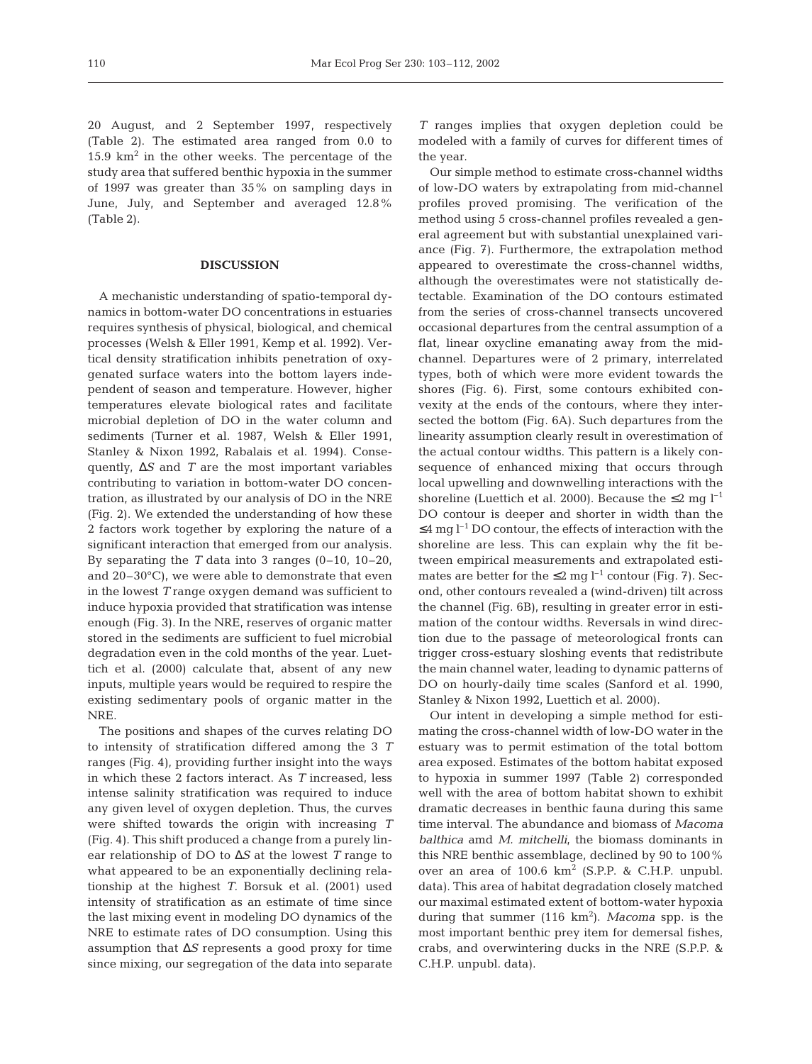20 August, and 2 September 1997, respectively (Table 2). The estimated area ranged from 0.0 to 15.9 $km^2$ in the other weeks. The percentage of the study area that suffered benthic hypoxia in the summer of 1997 was greater than 35% on sampling days in June, July, and September and averaged 12.8% (Table 2).

## DISCUSSION

A mechanistic understanding of spatio-temporal dynamics in bottom-water DO concentrations in estuaries requires synthesis of physical, biological, and chemical processes (Welsh & Eller 1991, Kemp et al. 1992). Vertical density stratification inhibits penetration of oxygenated surface waters into the bottom layers independent of season and temperature. However, higher temperatures elevate biological rates and facilitate microbial depletion of DO in the water column and sediments (Turner et al. 1987, Welsh & Eller 1991, Stanley & Nixon 1992, Rabalais et al. 1994). Consequently, $\Delta S$ and $T$ are the most important variables contributing to variation in bottom-water DO concentration, as illustrated by our analysis of DO in the NRE (Fig. 2). We extended the understanding of how these 2 factors work together by exploring the nature of a significant interaction that emerged from our analysis. By separating the $T$ data into 3 ranges (0–10, 10–20, and 20–30°C), we were able to demonstrate that even in the lowest $T$ range oxygen demand was sufficient to induce hypoxia provided that stratification was intense enough (Fig. 3). In the NRE, reserves of organic matter stored in the sediments are sufficient to fuel microbial degradation even in the cold months of the year. Luettich et al. (2000) calculate that, absent of any new inputs, multiple years would be required to respire the existing sedimentary pools of organic matter in the NRE.

The positions and shapes of the curves relating DO to intensity of stratification differed among the 3 $T$ ranges (Fig. 4), providing further insight into the ways in which these 2 factors interact. As $T$ increased, less intense salinity stratification was required to induce any given level of oxygen depletion. Thus, the curves were shifted towards the origin with increasing $T$ (Fig. 4). This shift produced a change from a purely linear relationship of DO to $\Delta S$ at the lowest $T$ range to what appeared to be an exponentially declining relationship at the highest $T$. Borsuk et al. (2001) used intensity of stratification as an estimate of time since the last mixing event in modeling DO dynamics of the NRE to estimate rates of DO consumption. Using this assumption that $\Delta S$ represents a good proxy for time since mixing, our segregation of the data into separate $T$ ranges implies that oxygen depletion could be modeled with a family of curves for different times of the year.

Our simple method to estimate cross-channel widths of low-DO waters by extrapolating from mid-channel profiles proved promising. The verification of the method using 5 cross-channel profiles revealed a general agreement but with substantial unexplained variance (Fig. 7). Furthermore, the extrapolation method appeared to overestimate the cross-channel widths, although the overestimates were not statistically detectable. Examination of the DO contours estimated from the series of cross-channel transects uncovered occasional departures from the central assumption of a flat, linear oxycline emanating away from the mid-channel. Departures were of 2 primary, interrelated types, both of which were more evident towards the shores (Fig. 6). First, some contours exhibited convexity at the ends of the contours, where they intersected the bottom (Fig. 6A). Such departures from the linearity assumption clearly result in overestimation of the actual contour widths. This pattern is a likely consequence of enhanced mixing that occurs through local upwelling and downwelling interactions with the shoreline (Luettich et al. 2000). Because the $\leq 2$ mg $l^{-1}$ DO contour is deeper and shorter in width than the $\leq 4$ mg $l^{-1}$ DO contour, the effects of interaction with the shoreline are less. This can explain why the fit between empirical measurements and extrapolated estimates are better for the $\leq 2$ mg $l^{-1}$ contour (Fig. 7). Second, other contours revealed a (wind-driven) tilt across the channel (Fig. 6B), resulting in greater error in estimation of the contour widths. Reversals in wind direction due to the passage of meteorological fronts can trigger cross-estuary sloshing events that redistribute the main channel water, leading to dynamic patterns of DO on hourly-daily time scales (Sanford et al. 1990, Stanley & Nixon 1992, Luettich et al. 2000).

Our intent in developing a simple method for estimating the cross-channel width of low-DO water in the estuary was to permit estimation of the total bottom area exposed. Estimates of the bottom habitat exposed to hypoxia in summer 1997 (Table 2) corresponded well with the area of bottom habitat shown to exhibit dramatic decreases in benthic fauna during this same time interval. The abundance and biomass of *Macoma balthica* amd *M. mitchelli*, the biomass dominants in this NRE benthic assemblage, declined by 90 to 100% over an area of 100.6 $km^2$ (S.P.P. & C.H.P. unpubl. data). This area of habitat degradation closely matched our maximal estimated extent of bottom-water hypoxia during that summer (116 $km^2$). *Macoma* spp. is the most important benthic prey item for demersal fishes, crabs, and overwintering ducks in the NRE (S.P.P. & C.H.P. unpubl. data).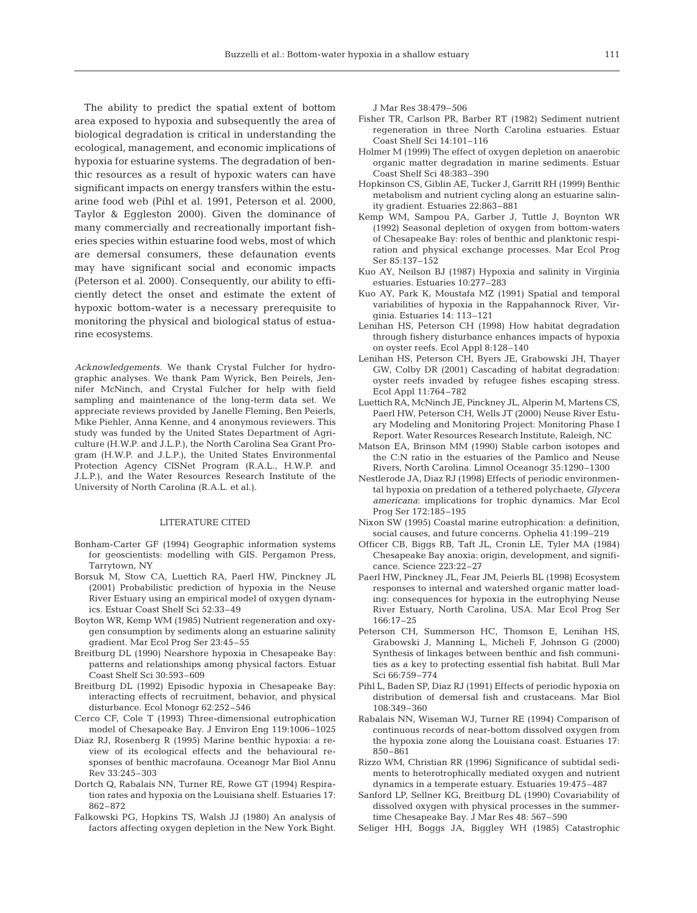The ability to predict the spatial extent of bottom area exposed to hypoxia and subsequently the area of biological degradation is critical in understanding the ecological, management, and economic implications of hypoxia for estuarine systems. The degradation of benthic resources as a result of hypoxic waters can have significant impacts on energy transfers within the estuarine food web (Pihl et al. 1991, Peterson et al. 2000, Taylor & Eggleston 2000). Given the dominance of many commercially and recreationally important fisheries species within estuarine food webs, most of which are demersal consumers, these defaunation events may have significant social and economic impacts (Peterson et al. 2000). Consequently, our ability to efficiently detect the onset and estimate the extent of hypoxic bottom-water is a necessary prerequisite to monitoring the physical and biological status of estuarine ecosystems.

*Acknowledgements.* We thank Crystal Fulcher for hydrographic analyses. We thank Pam Wyrick, Ben Peirels, Jennifer McNinch, and Crystal Fulcher for help with field sampling and maintenance of the long-term data set. We appreciate reviews provided by Janelle Fleming, Ben Peierls, Mike Piehler, Anna Kenne, and 4 anonymous reviewers. This study was funded by the United States Department of Agriculture (H.W.P. and J.L.P.), the North Carolina Sea Grant Program (H.W.P. and J.L.P.), the United States Environmental Protection Agency CISNet Program (R.A.L., H.W.P. and J.L.P.), and the Water Resources Research Institute of the University of North Carolina (R.A.L. et al.).

## LITERATURE CITED

Bonham-Carter GF (1994) Geographic information systems for geoscientists: modelling with GIS. Pergamon Press, Tarrytown, NY

Borsuk M, Stow CA, Luettich RA, Paerl HW, Pinckney JL (2001) Probabilistic prediction of hypoxia in the Neuse River Estuary using an empirical model of oxygen dynamics. Estuar Coast Shelf Sci 52:33–49

Boyton WR, Kemp WM (1985) Nutrient regeneration and oxygen consumption by sediments along an estuarine salinity gradient. Mar Ecol Prog Ser 23:45–55

Breitburg DL (1990) Nearshore hypoxia in Chesapeake Bay: patterns and relationships among physical factors. Estuar Coast Shelf Sci 30:593–609

Breitburg DL (1992) Episodic hypoxia in Chesapeake Bay: interacting effects of recruitment, behavior, and physical disturbance. Ecol Monogr 62:252–546

Cerco CF, Cole T (1993) Three-dimensional eutrophication model of Chesapeake Bay. J Environ Eng 119:1006–1025

Diaz RJ, Rosenberg R (1995) Marine benthic hypoxia: a review of its ecological effects and the behavioural responses of benthic macrofauna. Oceanogr Mar Biol Annu Rev 33:245–303

Dortch Q, Rabalais NN, Turner RE, Rowe GT (1994) Respiration rates and hypoxia on the Louisiana shelf. Estuaries 17:862–872

Falkowski PG, Hopkins TS, Walsh JJ (1980) An analysis of factors affecting oxygen depletion in the New York Bight. J Mar Res 38:479–506

Fisher TR, Carlson PR, Barber RT (1982) Sediment nutrient regeneration in three North Carolina estuaries. Estuar Coast Shelf Sci 14:101–116

Holmer M (1999) The effect of oxygen depletion on anaerobic organic matter degradation in marine sediments. Estuar Coast Shelf Sci 48:383–390

Hopkinson CS, Giblin AE, Tucker J, Garritt RH (1999) Benthic metabolism and nutrient cycling along an estuarine salinity gradient. Estuaries 22:863–881

Kemp WM, Sampou PA, Garber J, Tuttle J, Boynton WR (1992) Seasonal depletion of oxygen from bottom-waters of Chesapeake Bay: roles of benthic and planktonic respiration and physical exchange processes. Mar Ecol Prog Ser 85:137–152

Kuo AY, Neilson BJ (1987) Hypoxia and salinity in Virginia estuaries. Estuaries 10:277–283

Kuo AY, Park K, Moustafa MZ (1991) Spatial and temporal variabilities of hypoxia in the Rappahannock River, Virginia. Estuaries 14: 113–121

Lenihan HS, Peterson CH (1998) How habitat degradation through fishery disturbance enhances impacts of hypoxia on oyster reefs. Ecol Appl 8:128–140

Lenihan HS, Peterson CH, Byers JE, Grabowski JH, Thayer GW, Colby DR (2001) Cascading of habitat degradation: oyster reefs invaded by refugee fishes escaping stress. Ecol Appl 11:764–782

Luettich RA, McNinch JE, Pinckney JL, Alperin M, Martens CS, Paerl HW, Peterson CH, Wells JT (2000) Neuse River Estuary Modeling and Monitoring Project: Monitoring Phase I Report. Water Resources Research Institute, Raleigh, NC

Matson EA, Brinson MM (1990) Stable carbon isotopes and the C:N ratio in the estuaries of the Pamlico and Neuse Rivers, North Carolina. Limnol Oceanogr 35:1290–1300

Nestlerode JA, Diaz RJ (1998) Effects of periodic environmental hypoxia on predation of a tethered polychaete, *Glycera americana*: implications for trophic dynamics. Mar Ecol Prog Ser 172:185–195

Nixon SW (1995) Coastal marine eutrophication: a definition, social causes, and future concerns. Ophelia 41:199–219

Officer CB, Biggs RB, Taft JL, Cronin LE, Tyler MA (1984) Chesapeake Bay anoxia: origin, development, and significance. Science 223:22–27

Paerl HW, Pinckney JL, Fear JM, Peierls BL (1998) Ecosystem responses to internal and watershed organic matter loading: consequences for hypoxia in the eutrophying Neuse River Estuary, North Carolina, USA. Mar Ecol Prog Ser 166:17–25

Peterson CH, Summerson HC, Thomson E, Lenihan HS, Grabowski J, Manning L, Micheli F, Johnson G (2000) Synthesis of linkages between benthic and fish communities as a key to protecting essential fish habitat. Bull Mar Sci 66:759–774

Pihl L, Baden SP, Diaz RJ (1991) Effects of periodic hypoxia on distribution of demersal fish and crustaceans. Mar Biol 108:349–360

Rabalais NN, Wiseman WJ, Turner RE (1994) Comparison of continuous records of near-bottom dissolved oxygen from the hypoxia zone along the Louisiana coast. Estuaries 17: 850–861

Rizzo WM, Christian RR (1996) Significance of subtidal sediments to heterotrophically mediated oxygen and nutrient dynamics in a temperate estuary. Estuaries 19:475–487

Sanford LP, Sellner KG, Breitburg DL (1990) Covariability of dissolved oxygen with physical processes in the summertime Chesapeake Bay. J Mar Res 48: 567–590

Seliger HH, Boggs JA, Biggley WH (1985) Catastrophic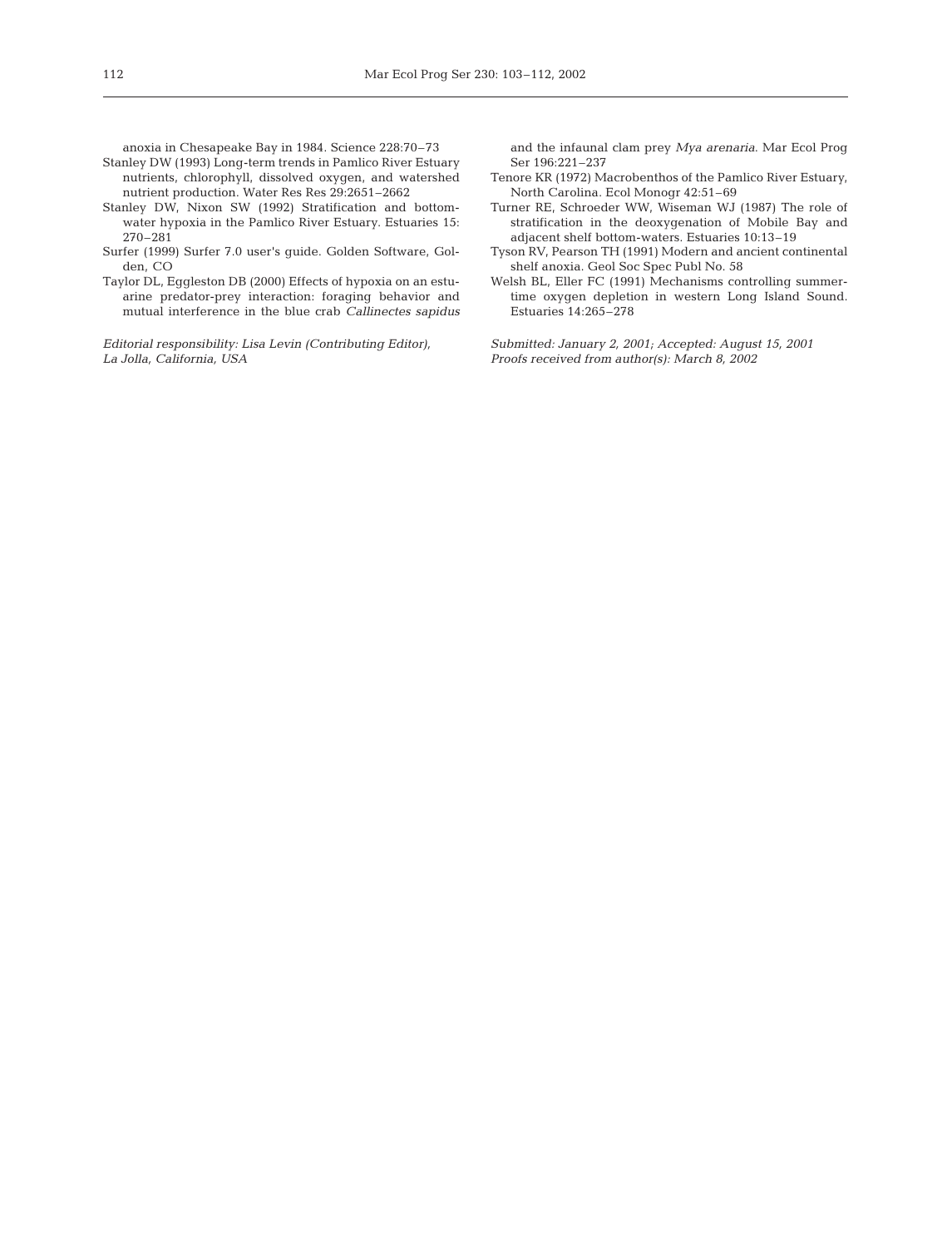anoxia in Chesapeake Bay in 1984. Science 228:70–73

Stanley DW (1993) Long-term trends in Pamlico River Estuary nutrients, chlorophyll, dissolved oxygen, and watershed nutrient production. Water Res Res 29:2651–2662

Stanley DW, Nixon SW (1992) Stratification and bottom-water hypoxia in the Pamlico River Estuary. Estuaries 15: 270–281

Surfer (1999) Surfer 7.0 user's guide. Golden Software, Golden, CO

Taylor DL, Eggleston DB (2000) Effects of hypoxia on an estuarine predator-prey interaction: foraging behavior and mutual interference in the blue crab *Callinectes sapidus* and the infaunal clam prey *Mya arenaria*. Mar Ecol Prog Ser 196:221–237

Tenore KR (1972) Macrobenthos of the Pamlico River Estuary, North Carolina. Ecol Monogr 42:51–69

Turner RE, Schroeder WW, Wiseman WJ (1987) The role of stratification in the deoxygenation of Mobile Bay and adjacent shelf bottom-waters. Estuaries 10:13–19

Tyson RV, Pearson TH (1991) Modern and ancient continental shelf anoxia. Geol Soc Spec Publ No. 58

Welsh BL, Eller FC (1991) Mechanisms controlling summertime oxygen depletion in western Long Island Sound. Estuaries 14:265–278

*Editorial responsibility: Lisa Levin (Contributing Editor), La Jolla, California, USA*

*Submitted: January 2, 2001; Accepted: August 15, 2001*
*Proofs received from author(s): March 8, 2002*